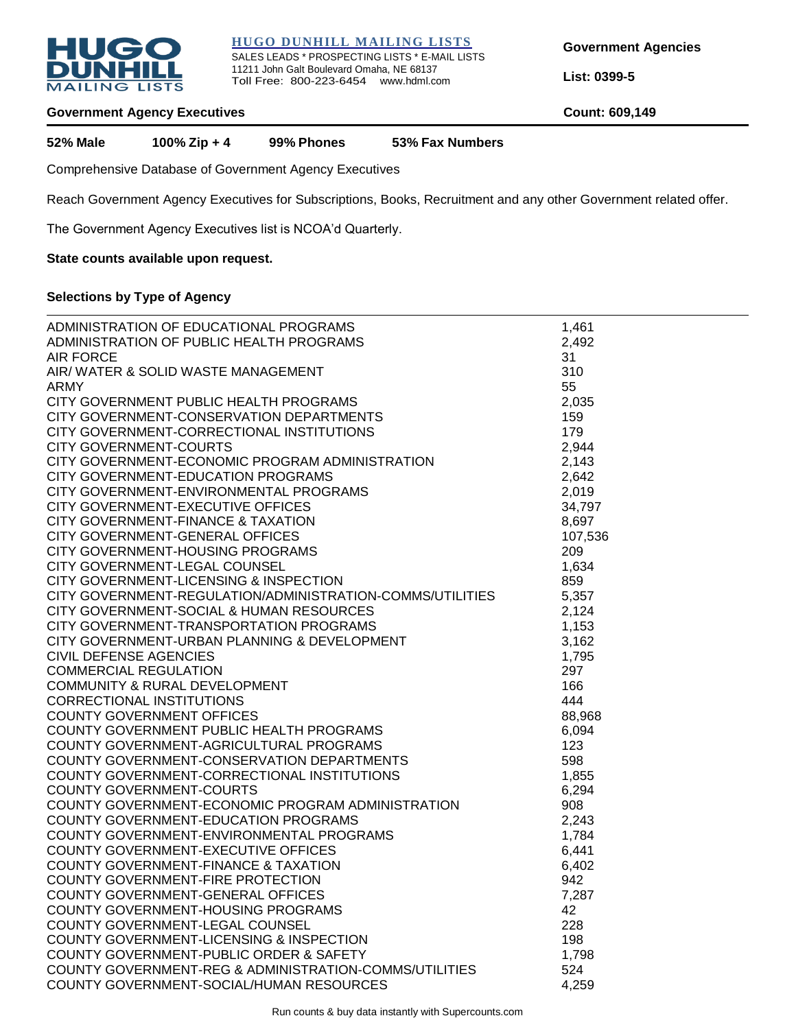**HUGO DUNHILL MAILING LISTS**

SALES LEADS * PROSPECTING LISTS * E-MAIL LISTS
11211 John Galt Boulevard Omaha, NE 68137
Toll Free: 800-223-6454 www.hdml.com

**Government Agencies**

**List: 0399-5**

## Government Agency Executives

**Count: 609,149**

**52% Male** | **100% Zip + 4** | **99% Phones** | **53% Fax Numbers**

Comprehensive Database of Government Agency Executives

Reach Government Agency Executives for Subscriptions, Books, Recruitment and any other Government related offer.

The Government Agency Executives list is NCOA'd Quarterly.

**State counts available upon request.**

### Selections by Type of Agency

| Type of Agency | Count |
|---|---|
| ADMINISTRATION OF EDUCATIONAL PROGRAMS | 1,461 |
| ADMINISTRATION OF PUBLIC HEALTH PROGRAMS | 2,492 |
| AIR FORCE | 31 |
| AIR/ WATER & SOLID WASTE MANAGEMENT | 310 |
| ARMY | 55 |
| CITY GOVERNMENT PUBLIC HEALTH PROGRAMS | 2,035 |
| CITY GOVERNMENT-CONSERVATION DEPARTMENTS | 159 |
| CITY GOVERNMENT-CORRECTIONAL INSTITUTIONS | 179 |
| CITY GOVERNMENT-COURTS | 2,944 |
| CITY GOVERNMENT-ECONOMIC PROGRAM ADMINISTRATION | 2,143 |
| CITY GOVERNMENT-EDUCATION PROGRAMS | 2,642 |
| CITY GOVERNMENT-ENVIRONMENTAL PROGRAMS | 2,019 |
| CITY GOVERNMENT-EXECUTIVE OFFICES | 34,797 |
| CITY GOVERNMENT-FINANCE & TAXATION | 8,697 |
| CITY GOVERNMENT-GENERAL OFFICES | 107,536 |
| CITY GOVERNMENT-HOUSING PROGRAMS | 209 |
| CITY GOVERNMENT-LEGAL COUNSEL | 1,634 |
| CITY GOVERNMENT-LICENSING & INSPECTION | 859 |
| CITY GOVERNMENT-REGULATION/ADMINISTRATION-COMMS/UTILITIES | 5,357 |
| CITY GOVERNMENT-SOCIAL & HUMAN RESOURCES | 2,124 |
| CITY GOVERNMENT-TRANSPORTATION PROGRAMS | 1,153 |
| CITY GOVERNMENT-URBAN PLANNING & DEVELOPMENT | 3,162 |
| CIVIL DEFENSE AGENCIES | 1,795 |
| COMMERCIAL REGULATION | 297 |
| COMMUNITY & RURAL DEVELOPMENT | 166 |
| CORRECTIONAL INSTITUTIONS | 444 |
| COUNTY GOVERNMENT OFFICES | 88,968 |
| COUNTY GOVERNMENT PUBLIC HEALTH PROGRAMS | 6,094 |
| COUNTY GOVERNMENT-AGRICULTURAL PROGRAMS | 123 |
| COUNTY GOVERNMENT-CONSERVATION DEPARTMENTS | 598 |
| COUNTY GOVERNMENT-CORRECTIONAL INSTITUTIONS | 1,855 |
| COUNTY GOVERNMENT-COURTS | 6,294 |
| COUNTY GOVERNMENT-ECONOMIC PROGRAM ADMINISTRATION | 908 |
| COUNTY GOVERNMENT-EDUCATION PROGRAMS | 2,243 |
| COUNTY GOVERNMENT-ENVIRONMENTAL PROGRAMS | 1,784 |
| COUNTY GOVERNMENT-EXECUTIVE OFFICES | 6,441 |
| COUNTY GOVERNMENT-FINANCE & TAXATION | 6,402 |
| COUNTY GOVERNMENT-FIRE PROTECTION | 942 |
| COUNTY GOVERNMENT-GENERAL OFFICES | 7,287 |
| COUNTY GOVERNMENT-HOUSING PROGRAMS | 42 |
| COUNTY GOVERNMENT-LEGAL COUNSEL | 228 |
| COUNTY GOVERNMENT-LICENSING & INSPECTION | 198 |
| COUNTY GOVERNMENT-PUBLIC ORDER & SAFETY | 1,798 |
| COUNTY GOVERNMENT-REG & ADMINISTRATION-COMMS/UTILITIES | 524 |
| COUNTY GOVERNMENT-SOCIAL/HUMAN RESOURCES | 4,259 |

Run counts & buy data instantly with Supercounts.com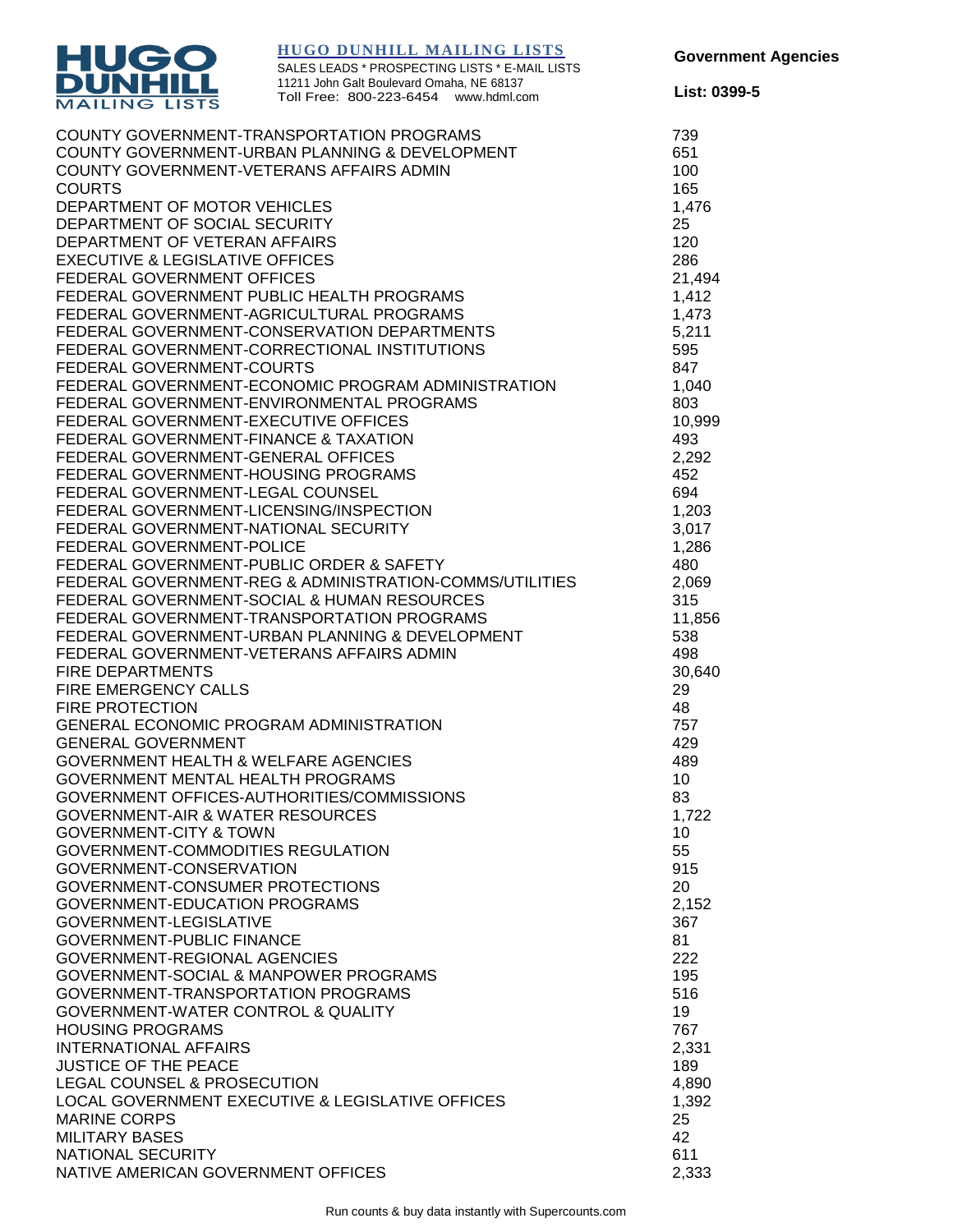| | |
|---|---|
| COUNTY GOVERNMENT-TRANSPORTATION PROGRAMS | 739 |
| COUNTY GOVERNMENT-URBAN PLANNING & DEVELOPMENT | 651 |
| COUNTY GOVERNMENT-VETERANS AFFAIRS ADMIN | 100 |
| COURTS | 165 |
| DEPARTMENT OF MOTOR VEHICLES | 1,476 |
| DEPARTMENT OF SOCIAL SECURITY | 25 |
| DEPARTMENT OF VETERAN AFFAIRS | 120 |
| EXECUTIVE & LEGISLATIVE OFFICES | 286 |
| FEDERAL GOVERNMENT OFFICES | 21,494 |
| FEDERAL GOVERNMENT PUBLIC HEALTH PROGRAMS | 1,412 |
| FEDERAL GOVERNMENT-AGRICULTURAL PROGRAMS | 1,473 |
| FEDERAL GOVERNMENT-CONSERVATION DEPARTMENTS | 5,211 |
| FEDERAL GOVERNMENT-CORRECTIONAL INSTITUTIONS | 595 |
| FEDERAL GOVERNMENT-COURTS | 847 |
| FEDERAL GOVERNMENT-ECONOMIC PROGRAM ADMINISTRATION | 1,040 |
| FEDERAL GOVERNMENT-ENVIRONMENTAL PROGRAMS | 803 |
| FEDERAL GOVERNMENT-EXECUTIVE OFFICES | 10,999 |
| FEDERAL GOVERNMENT-FINANCE & TAXATION | 493 |
| FEDERAL GOVERNMENT-GENERAL OFFICES | 2,292 |
| FEDERAL GOVERNMENT-HOUSING PROGRAMS | 452 |
| FEDERAL GOVERNMENT-LEGAL COUNSEL | 694 |
| FEDERAL GOVERNMENT-LICENSING/INSPECTION | 1,203 |
| FEDERAL GOVERNMENT-NATIONAL SECURITY | 3,017 |
| FEDERAL GOVERNMENT-POLICE | 1,286 |
| FEDERAL GOVERNMENT-PUBLIC ORDER & SAFETY | 480 |
| FEDERAL GOVERNMENT-REG & ADMINISTRATION-COMMS/UTILITIES | 2,069 |
| FEDERAL GOVERNMENT-SOCIAL & HUMAN RESOURCES | 315 |
| FEDERAL GOVERNMENT-TRANSPORTATION PROGRAMS | 11,856 |
| FEDERAL GOVERNMENT-URBAN PLANNING & DEVELOPMENT | 538 |
| FEDERAL GOVERNMENT-VETERANS AFFAIRS ADMIN | 498 |
| FIRE DEPARTMENTS | 30,640 |
| FIRE EMERGENCY CALLS | 29 |
| FIRE PROTECTION | 48 |
| GENERAL ECONOMIC PROGRAM ADMINISTRATION | 757 |
| GENERAL GOVERNMENT | 429 |
| GOVERNMENT HEALTH & WELFARE AGENCIES | 489 |
| GOVERNMENT MENTAL HEALTH PROGRAMS | 10 |
| GOVERNMENT OFFICES-AUTHORITIES/COMMISSIONS | 83 |
| GOVERNMENT-AIR & WATER RESOURCES | 1,722 |
| GOVERNMENT-CITY & TOWN | 10 |
| GOVERNMENT-COMMODITIES REGULATION | 55 |
| GOVERNMENT-CONSERVATION | 915 |
| GOVERNMENT-CONSUMER PROTECTIONS | 20 |
| GOVERNMENT-EDUCATION PROGRAMS | 2,152 |
| GOVERNMENT-LEGISLATIVE | 367 |
| GOVERNMENT-PUBLIC FINANCE | 81 |
| GOVERNMENT-REGIONAL AGENCIES | 222 |
| GOVERNMENT-SOCIAL & MANPOWER PROGRAMS | 195 |
| GOVERNMENT-TRANSPORTATION PROGRAMS | 516 |
| GOVERNMENT-WATER CONTROL & QUALITY | 19 |
| HOUSING PROGRAMS | 767 |
| INTERNATIONAL AFFAIRS | 2,331 |
| JUSTICE OF THE PEACE | 189 |
| LEGAL COUNSEL & PROSECUTION | 4,890 |
| LOCAL GOVERNMENT EXECUTIVE & LEGISLATIVE OFFICES | 1,392 |
| MARINE CORPS | 25 |
| MILITARY BASES | 42 |
| NATIONAL SECURITY | 611 |
| NATIVE AMERICAN GOVERNMENT OFFICES | 2,333 |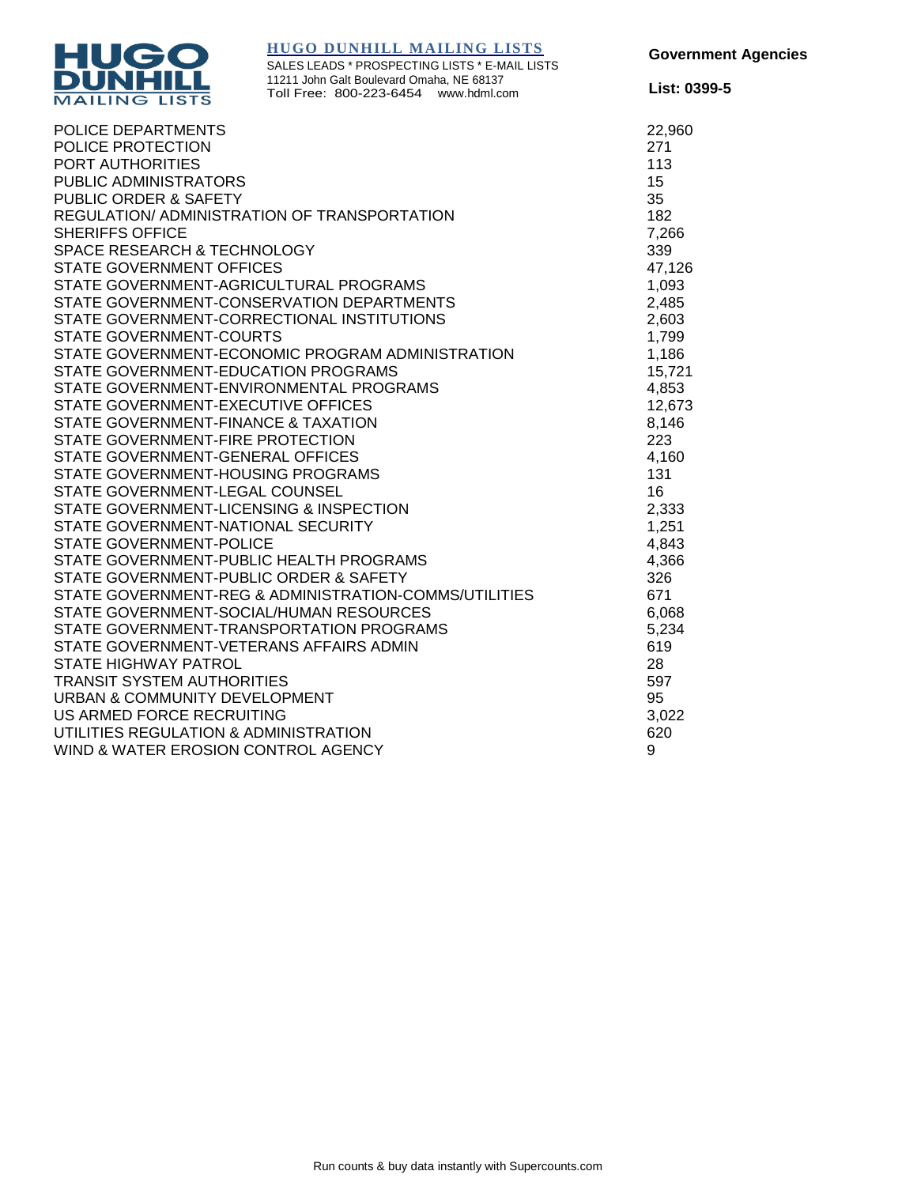| | |
|---|---|
| POLICE DEPARTMENTS | 22,960 |
| POLICE PROTECTION | 271 |
| PORT AUTHORITIES | 113 |
| PUBLIC ADMINISTRATORS | 15 |
| PUBLIC ORDER & SAFETY | 35 |
| REGULATION/ ADMINISTRATION OF TRANSPORTATION | 182 |
| SHERIFFS OFFICE | 7,266 |
| SPACE RESEARCH & TECHNOLOGY | 339 |
| STATE GOVERNMENT OFFICES | 47,126 |
| STATE GOVERNMENT-AGRICULTURAL PROGRAMS | 1,093 |
| STATE GOVERNMENT-CONSERVATION DEPARTMENTS | 2,485 |
| STATE GOVERNMENT-CORRECTIONAL INSTITUTIONS | 2,603 |
| STATE GOVERNMENT-COURTS | 1,799 |
| STATE GOVERNMENT-ECONOMIC PROGRAM ADMINISTRATION | 1,186 |
| STATE GOVERNMENT-EDUCATION PROGRAMS | 15,721 |
| STATE GOVERNMENT-ENVIRONMENTAL PROGRAMS | 4,853 |
| STATE GOVERNMENT-EXECUTIVE OFFICES | 12,673 |
| STATE GOVERNMENT-FINANCE & TAXATION | 8,146 |
| STATE GOVERNMENT-FIRE PROTECTION | 223 |
| STATE GOVERNMENT-GENERAL OFFICES | 4,160 |
| STATE GOVERNMENT-HOUSING PROGRAMS | 131 |
| STATE GOVERNMENT-LEGAL COUNSEL | 16 |
| STATE GOVERNMENT-LICENSING & INSPECTION | 2,333 |
| STATE GOVERNMENT-NATIONAL SECURITY | 1,251 |
| STATE GOVERNMENT-POLICE | 4,843 |
| STATE GOVERNMENT-PUBLIC HEALTH PROGRAMS | 4,366 |
| STATE GOVERNMENT-PUBLIC ORDER & SAFETY | 326 |
| STATE GOVERNMENT-REG & ADMINISTRATION-COMMS/UTILITIES | 671 |
| STATE GOVERNMENT-SOCIAL/HUMAN RESOURCES | 6,068 |
| STATE GOVERNMENT-TRANSPORTATION PROGRAMS | 5,234 |
| STATE GOVERNMENT-VETERANS AFFAIRS ADMIN | 619 |
| STATE HIGHWAY PATROL | 28 |
| TRANSIT SYSTEM AUTHORITIES | 597 |
| URBAN & COMMUNITY DEVELOPMENT | 95 |
| US ARMED FORCE RECRUITING | 3,022 |
| UTILITIES REGULATION & ADMINISTRATION | 620 |
| WIND & WATER EROSION CONTROL AGENCY | 9 |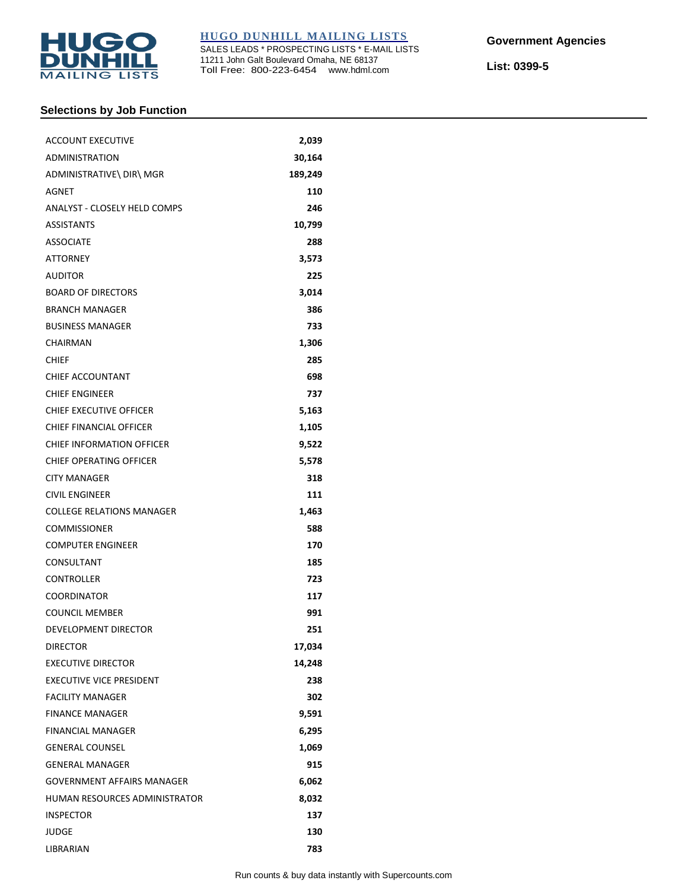**HUGO DUNHILL MAILING LISTS**
SALES LEADS * PROSPECTING LISTS * E-MAIL LISTS
11211 John Galt Boulevard Omaha, NE 68137
Toll Free: 800-223-6454 www.hdml.com

**Government Agencies**

**List: 0399-5**

### Selections by Job Function

| Job Function | Count |
|---|---|
| ACCOUNT EXECUTIVE | 2,039 |
| ADMINISTRATION | 30,164 |
| ADMINISTRATIVE\ DIR\ MGR | 189,249 |
| AGNET | 110 |
| ANALYST - CLOSELY HELD COMPS | 246 |
| ASSISTANTS | 10,799 |
| ASSOCIATE | 288 |
| ATTORNEY | 3,573 |
| AUDITOR | 225 |
| BOARD OF DIRECTORS | 3,014 |
| BRANCH MANAGER | 386 |
| BUSINESS MANAGER | 733 |
| CHAIRMAN | 1,306 |
| CHIEF | 285 |
| CHIEF ACCOUNTANT | 698 |
| CHIEF ENGINEER | 737 |
| CHIEF EXECUTIVE OFFICER | 5,163 |
| CHIEF FINANCIAL OFFICER | 1,105 |
| CHIEF INFORMATION OFFICER | 9,522 |
| CHIEF OPERATING OFFICER | 5,578 |
| CITY MANAGER | 318 |
| CIVIL ENGINEER | 111 |
| COLLEGE RELATIONS MANAGER | 1,463 |
| COMMISSIONER | 588 |
| COMPUTER ENGINEER | 170 |
| CONSULTANT | 185 |
| CONTROLLER | 723 |
| COORDINATOR | 117 |
| COUNCIL MEMBER | 991 |
| DEVELOPMENT DIRECTOR | 251 |
| DIRECTOR | 17,034 |
| EXECUTIVE DIRECTOR | 14,248 |
| EXECUTIVE VICE PRESIDENT | 238 |
| FACILITY MANAGER | 302 |
| FINANCE MANAGER | 9,591 |
| FINANCIAL MANAGER | 6,295 |
| GENERAL COUNSEL | 1,069 |
| GENERAL MANAGER | 915 |
| GOVERNMENT AFFAIRS MANAGER | 6,062 |
| HUMAN RESOURCES ADMINISTRATOR | 8,032 |
| INSPECTOR | 137 |
| JUDGE | 130 |
| LIBRARIAN | 783 |

Run counts & buy data instantly with Supercounts.com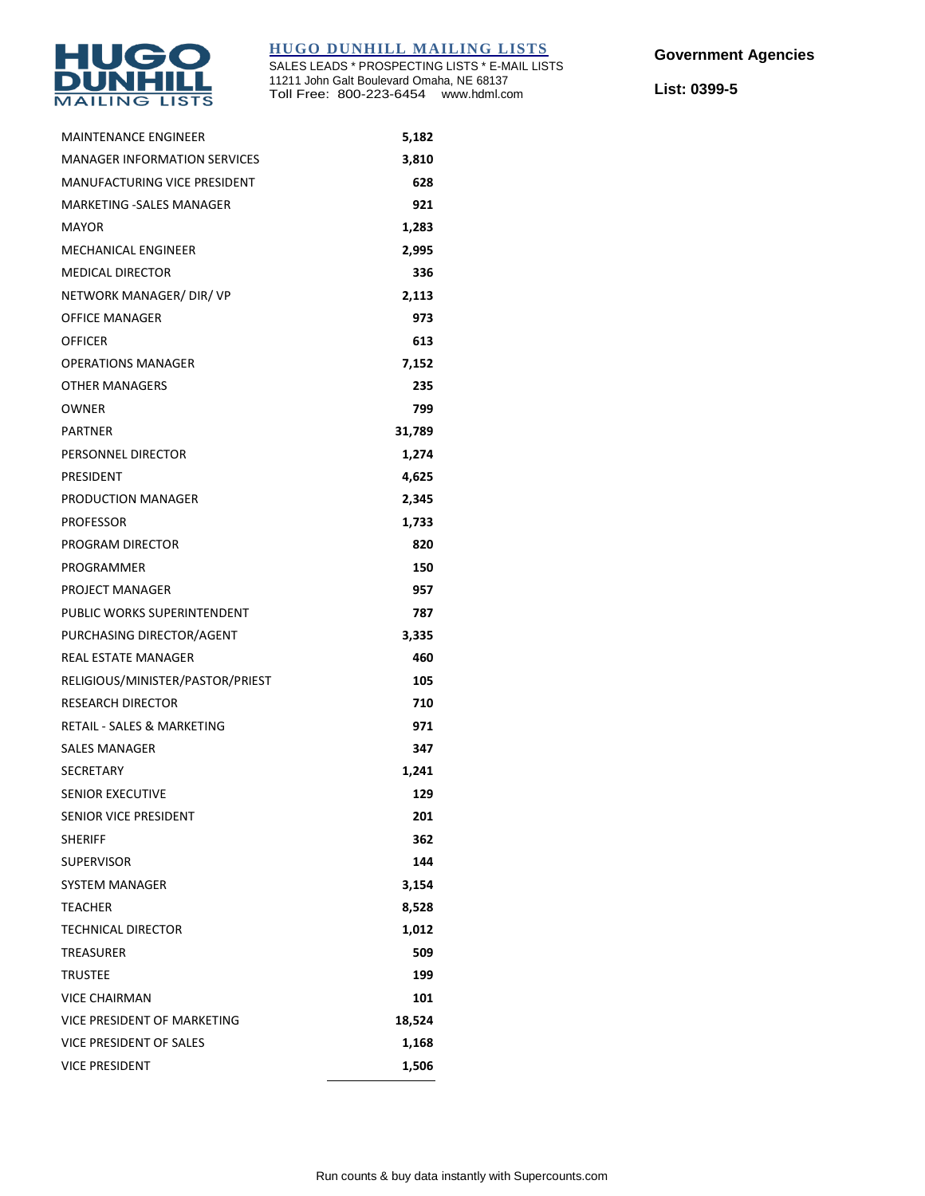**HUGO DUNHILL MAILING LISTS**
SALES LEADS * PROSPECTING LISTS * E-MAIL LISTS
11211 John Galt Boulevard Omaha, NE 68137
Toll Free: 800-223-6454 www.hdml.com

**Government Agencies**

**List: 0399-5**

| | |
|---|---|
| MAINTENANCE ENGINEER | **5,182** |
| MANAGER INFORMATION SERVICES | **3,810** |
| MANUFACTURING VICE PRESIDENT | **628** |
| MARKETING -SALES MANAGER | **921** |
| MAYOR | **1,283** |
| MECHANICAL ENGINEER | **2,995** |
| MEDICAL DIRECTOR | **336** |
| NETWORK MANAGER/ DIR/ VP | **2,113** |
| OFFICE MANAGER | **973** |
| OFFICER | **613** |
| OPERATIONS MANAGER | **7,152** |
| OTHER MANAGERS | **235** |
| OWNER | **799** |
| PARTNER | **31,789** |
| PERSONNEL DIRECTOR | **1,274** |
| PRESIDENT | **4,625** |
| PRODUCTION MANAGER | **2,345** |
| PROFESSOR | **1,733** |
| PROGRAM DIRECTOR | **820** |
| PROGRAMMER | **150** |
| PROJECT MANAGER | **957** |
| PUBLIC WORKS SUPERINTENDENT | **787** |
| PURCHASING DIRECTOR/AGENT | **3,335** |
| REAL ESTATE MANAGER | **460** |
| RELIGIOUS/MINISTER/PASTOR/PRIEST | **105** |
| RESEARCH DIRECTOR | **710** |
| RETAIL - SALES & MARKETING | **971** |
| SALES MANAGER | **347** |
| SECRETARY | **1,241** |
| SENIOR EXECUTIVE | **129** |
| SENIOR VICE PRESIDENT | **201** |
| SHERIFF | **362** |
| SUPERVISOR | **144** |
| SYSTEM MANAGER | **3,154** |
| TEACHER | **8,528** |
| TECHNICAL DIRECTOR | **1,012** |
| TREASURER | **509** |
| TRUSTEE | **199** |
| VICE CHAIRMAN | **101** |
| VICE PRESIDENT OF MARKETING | **18,524** |
| VICE PRESIDENT OF SALES | **1,168** |
| VICE PRESIDENT | **1,506** |

Run counts & buy data instantly with Supercounts.com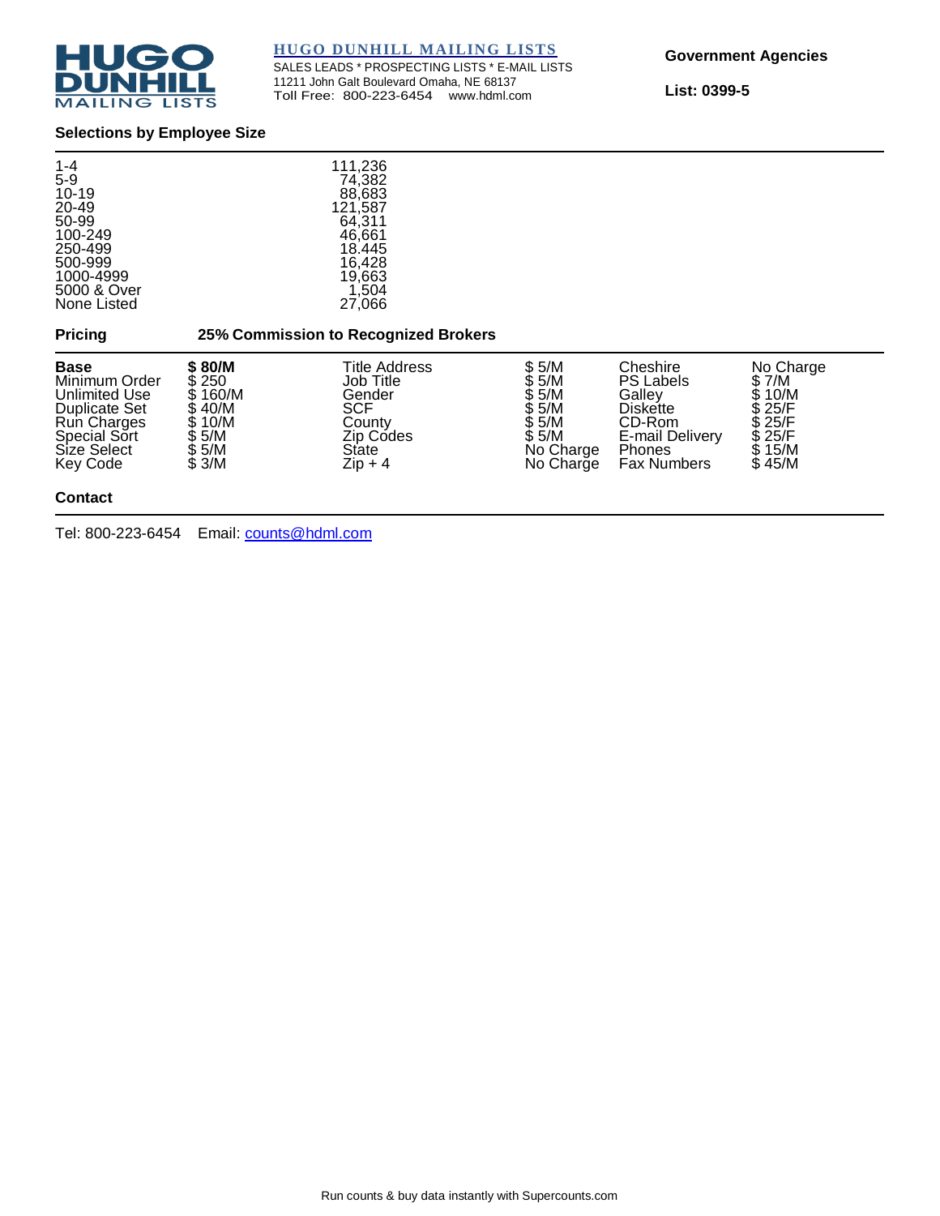HUGO DUNHILL MAILING LISTS

SALES LEADS * PROSPECTING LISTS * E-MAIL LISTS
11211 John Galt Boulevard Omaha, NE 68137
Toll Free: 800-223-6454 www.hdml.com

**Government Agencies**

**List: 0399-5**

### Selections by Employee Size

| | |
|---|---|
| 1-4 | 111,236 |
| 5-9 | 74,382 |
| 10-19 | 88,683 |
| 20-49 | 121,587 |
| 50-99 | 64,311 |
| 100-249 | 46,661 |
| 250-499 | 18,445 |
| 500-999 | 16,428 |
| 1000-4999 | 19,663 |
| 5000 & Over | 1,504 |
| None Listed | 27,066 |

### Pricing

**25% Commission to Recognized Brokers**

| | | | | | |
|---|---|---|---|---|---|
| **Base** | **$ 80/M** | Title Address | $ 5/M | Cheshire | No Charge |
| Minimum Order | $ 250 | Job Title | $ 5/M | PS Labels | $ 7/M |
| Unlimited Use | $ 160/M | Gender | $ 5/M | Galley | $ 10/M |
| Duplicate Set | $ 40/M | SCF | $ 5/M | Diskette | $ 25/F |
| Run Charges | $ 10/M | County | $ 5/M | CD-Rom | $ 25/F |
| Special Sort | $ 5/M | Zip Codes | $ 5/M | E-mail Delivery | $ 25/F |
| Size Select | $ 5/M | State | No Charge | Phones | $ 15/M |
| Key Code | $ 3/M | Zip + 4 | No Charge | Fax Numbers | $ 45/M |

### Contact

Tel: 800-223-6454 Email: counts@hdml.com

Run counts & buy data instantly with Supercounts.com